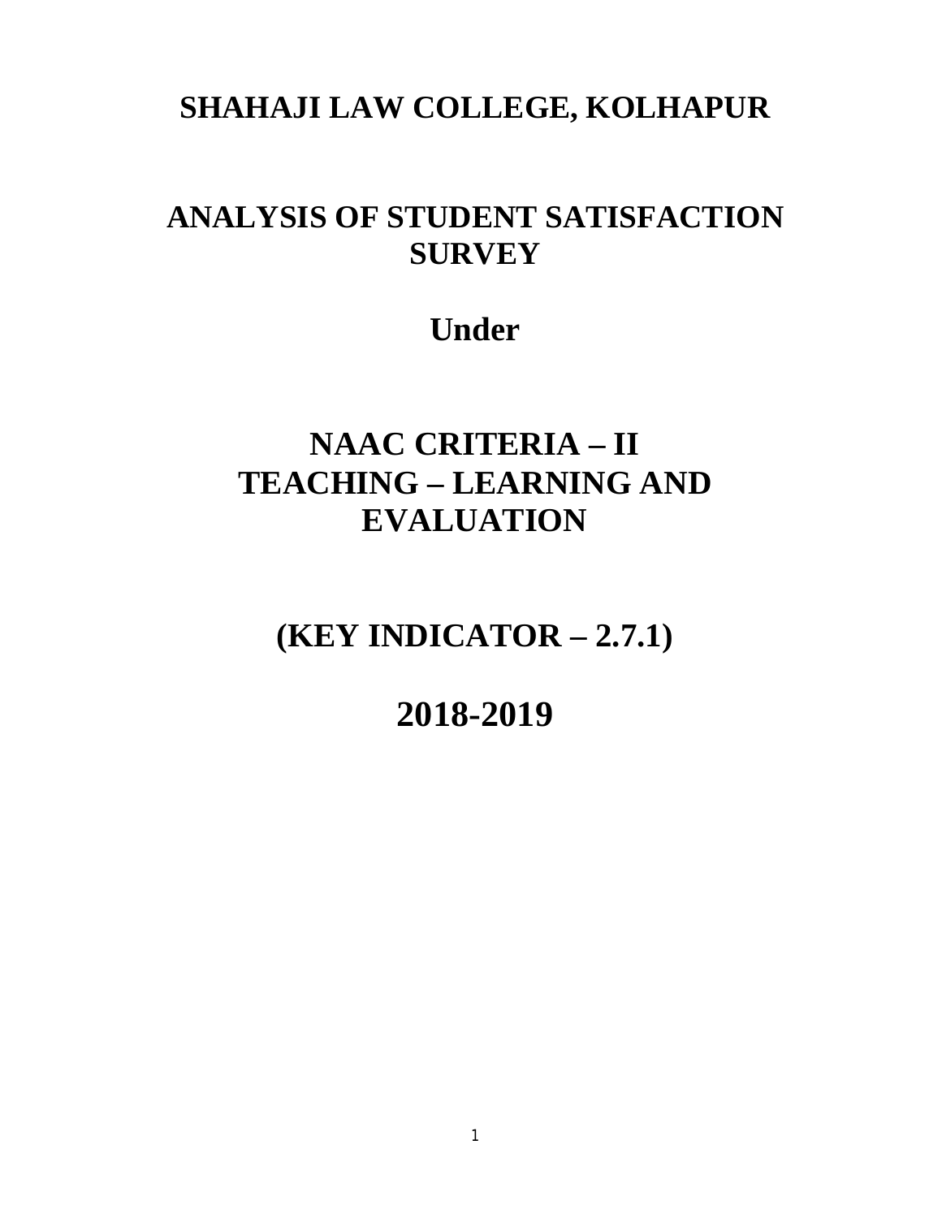# SHAHAJI LAW COLLEGE, KOLHAPUR

# ANALYSIS OF STUDENT SATISFACTION SURVEY

# Under

# NAAC CRITERIA – II
# TEACHING – LEARNING AND EVALUATION

# (KEY INDICATOR – 2.7.1)

# 2018-2019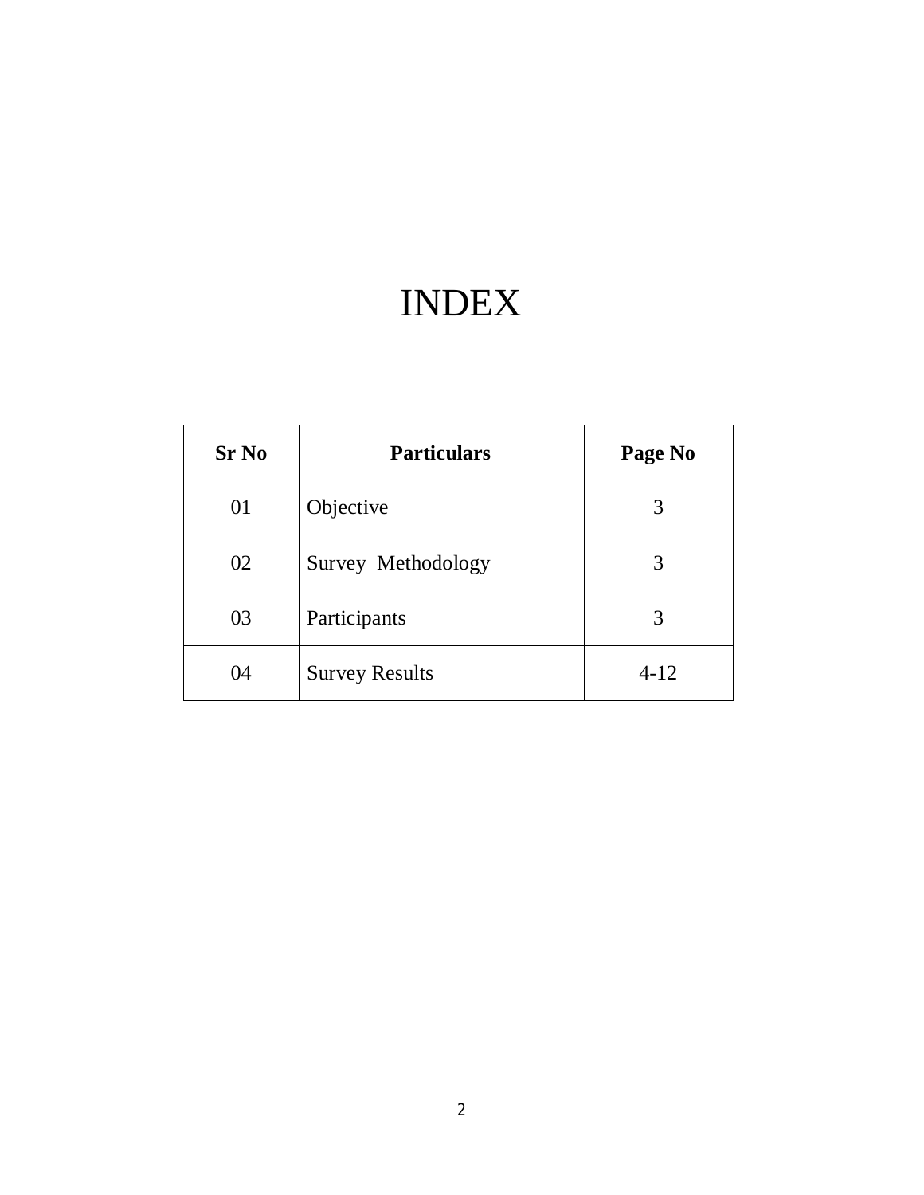# INDEX

| Sr No | Particulars | Page No |
|---|---|---|
| 01 | Objective | 3 |
| 02 | Survey Methodology | 3 |
| 03 | Participants | 3 |
| 04 | Survey Results | 4-12 |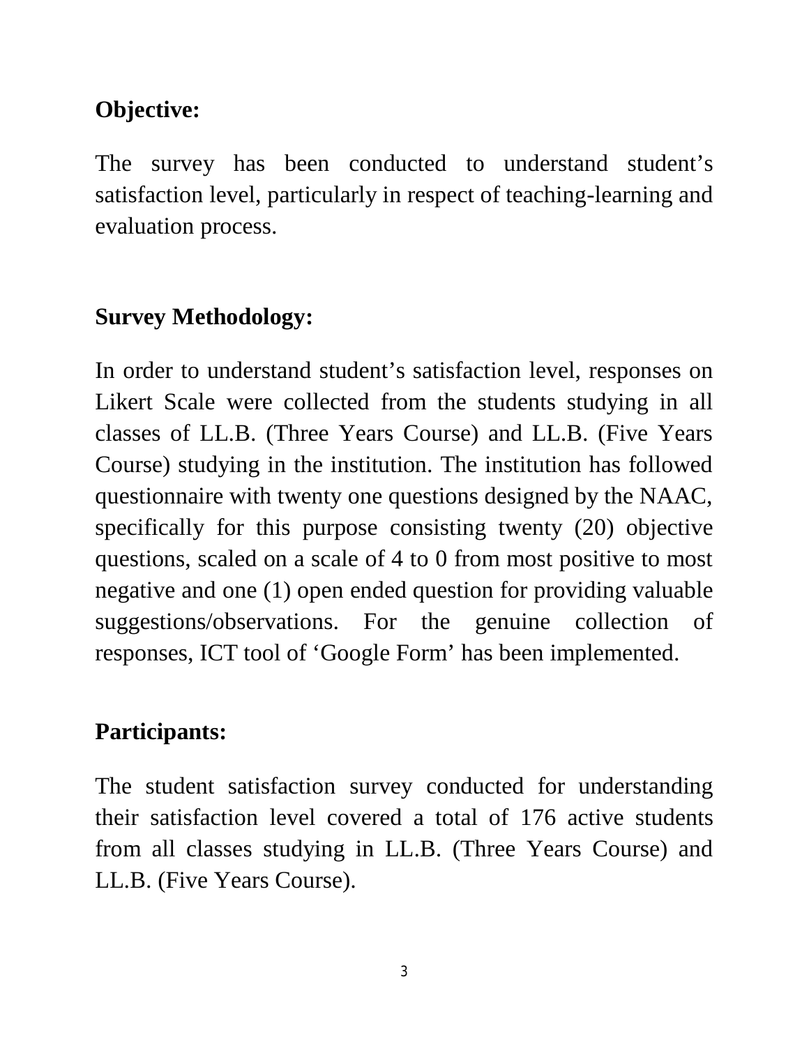## Objective:

The survey has been conducted to understand student's satisfaction level, particularly in respect of teaching-learning and evaluation process.

## Survey Methodology:

In order to understand student's satisfaction level, responses on Likert Scale were collected from the students studying in all classes of LL.B. (Three Years Course) and LL.B. (Five Years Course) studying in the institution. The institution has followed questionnaire with twenty one questions designed by the NAAC, specifically for this purpose consisting twenty (20) objective questions, scaled on a scale of 4 to 0 from most positive to most negative and one (1) open ended question for providing valuable suggestions/observations. For the genuine collection of responses, ICT tool of 'Google Form' has been implemented.

## Participants:

The student satisfaction survey conducted for understanding their satisfaction level covered a total of 176 active students from all classes studying in LL.B. (Three Years Course) and LL.B. (Five Years Course).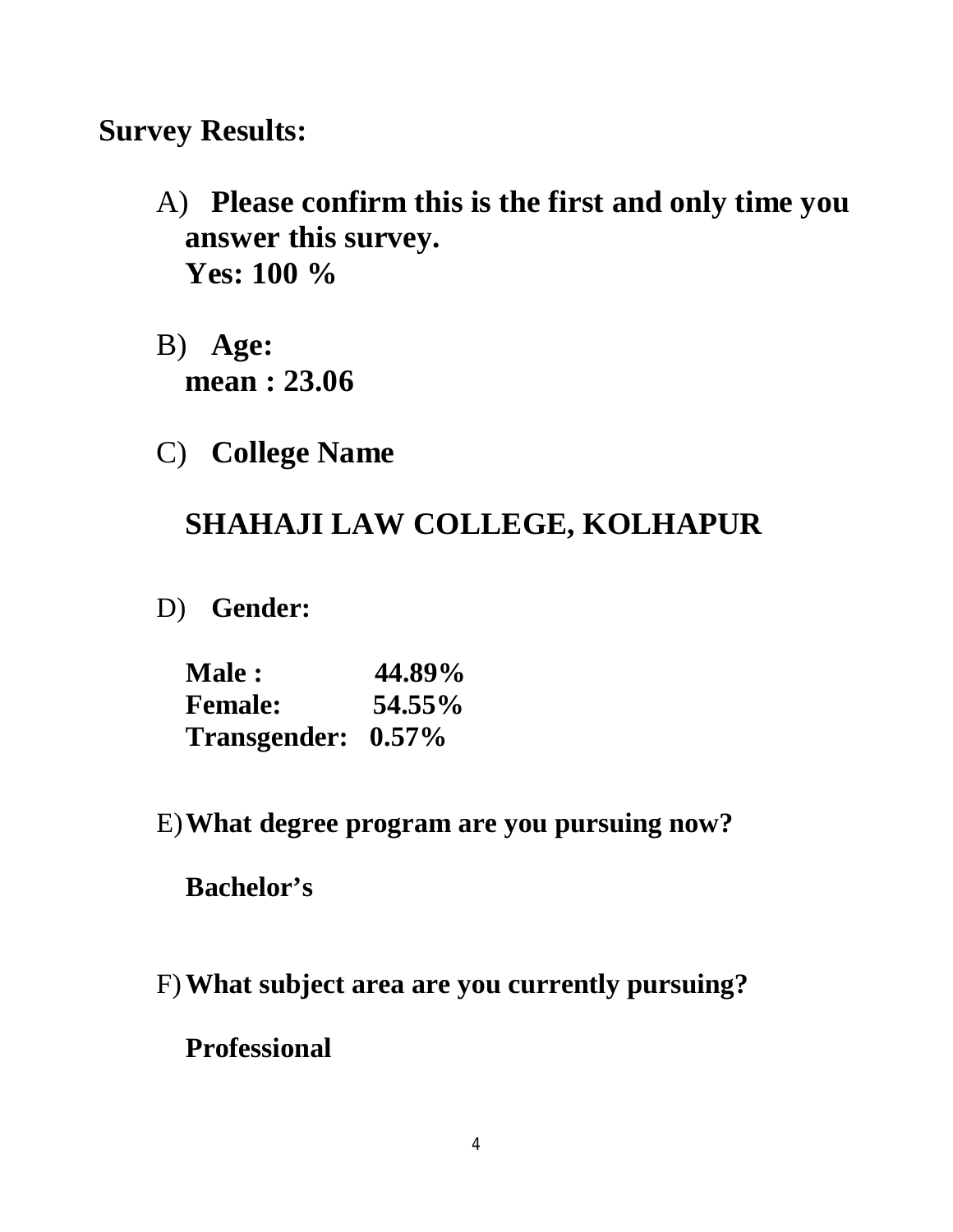**Survey Results:**

A) **Please confirm this is the first and only time you answer this survey.**
**Yes: 100 %**

B) **Age:**
**mean : 23.06**

C) **College Name**

**SHAHAJI LAW COLLEGE, KOLHAPUR**

D) **Gender:**

**Male : 44.89%**
**Female: 54.55%**
**Transgender: 0.57%**

E) **What degree program are you pursuing now?**

**Bachelor's**

F) **What subject area are you currently pursuing?**

**Professional**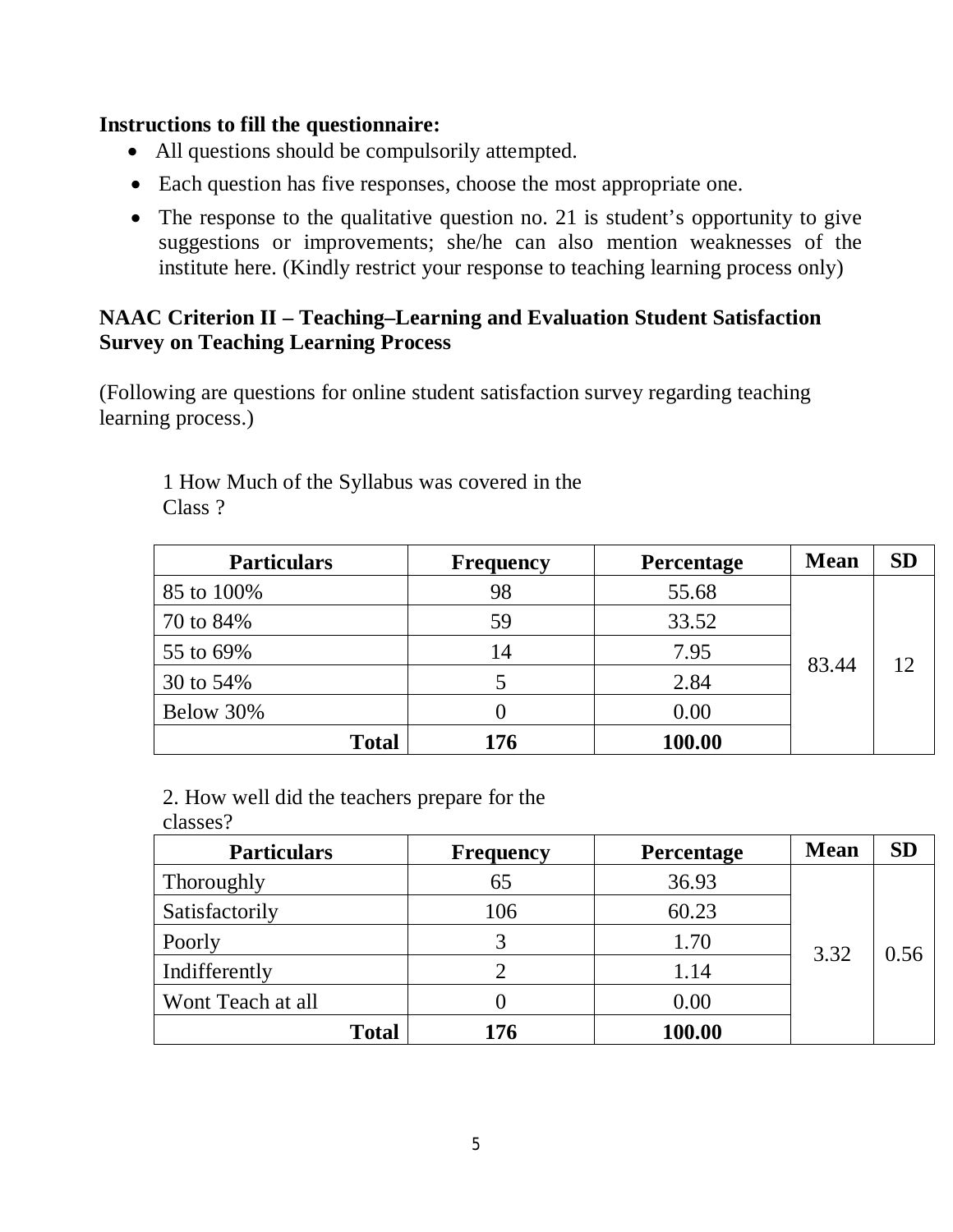**Instructions to fill the questionnaire:**

- All questions should be compulsorily attempted.
- Each question has five responses, choose the most appropriate one.
- The response to the qualitative question no. 21 is student's opportunity to give suggestions or improvements; she/he can also mention weaknesses of the institute here. (Kindly restrict your response to teaching learning process only)

**NAAC Criterion II – Teaching–Learning and Evaluation Student Satisfaction Survey on Teaching Learning Process**

(Following are questions for online student satisfaction survey regarding teaching learning process.)

1 How Much of the Syllabus was covered in the Class ?

| Particulars | Frequency | Percentage | Mean | SD |
|---|---|---|---|---|
| 85 to 100% | 98 | 55.68 | 83.44 | 12 |
| 70 to 84% | 59 | 33.52 | | |
| 55 to 69% | 14 | 7.95 | | |
| 30 to 54% | 5 | 2.84 | | |
| Below 30% | 0 | 0.00 | | |
| **Total** | **176** | **100.00** | | |

2. How well did the teachers prepare for the classes?

| Particulars | Frequency | Percentage | Mean | SD |
|---|---|---|---|---|
| Thoroughly | 65 | 36.93 | 3.32 | 0.56 |
| Satisfactorily | 106 | 60.23 | | |
| Poorly | 3 | 1.70 | | |
| Indifferently | 2 | 1.14 | | |
| Wont Teach at all | 0 | 0.00 | | |
| **Total** | **176** | **100.00** | | |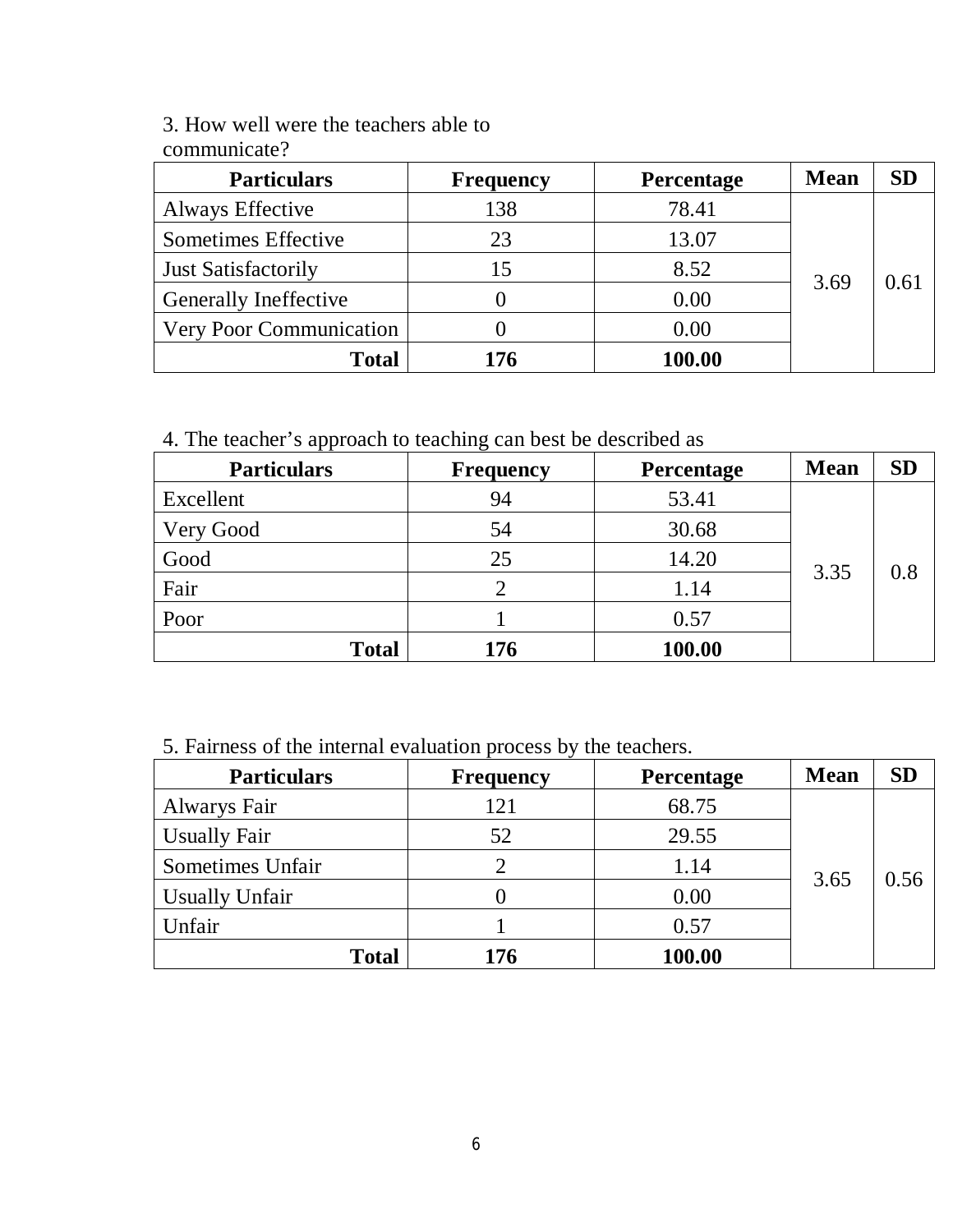3. How well were the teachers able to communicate?

| Particulars | Frequency | Percentage | Mean | SD |
|---|---|---|---|---|
| Always Effective | 138 | 78.41 | 3.69 | 0.61 |
| Sometimes Effective | 23 | 13.07 | | |
| Just Satisfactorily | 15 | 8.52 | | |
| Generally Ineffective | 0 | 0.00 | | |
| Very Poor Communication | 0 | 0.00 | | |
| **Total** | **176** | **100.00** | | |

4. The teacher's approach to teaching can best be described as

| Particulars | Frequency | Percentage | Mean | SD |
|---|---|---|---|---|
| Excellent | 94 | 53.41 | 3.35 | 0.8 |
| Very Good | 54 | 30.68 | | |
| Good | 25 | 14.20 | | |
| Fair | 2 | 1.14 | | |
| Poor | 1 | 0.57 | | |
| **Total** | **176** | **100.00** | | |

5. Fairness of the internal evaluation process by the teachers.

| Particulars | Frequency | Percentage | Mean | SD |
|---|---|---|---|---|
| Alwarys Fair | 121 | 68.75 | 3.65 | 0.56 |
| Usually Fair | 52 | 29.55 | | |
| Sometimes Unfair | 2 | 1.14 | | |
| Usually Unfair | 0 | 0.00 | | |
| Unfair | 1 | 0.57 | | |
| **Total** | **176** | **100.00** | | |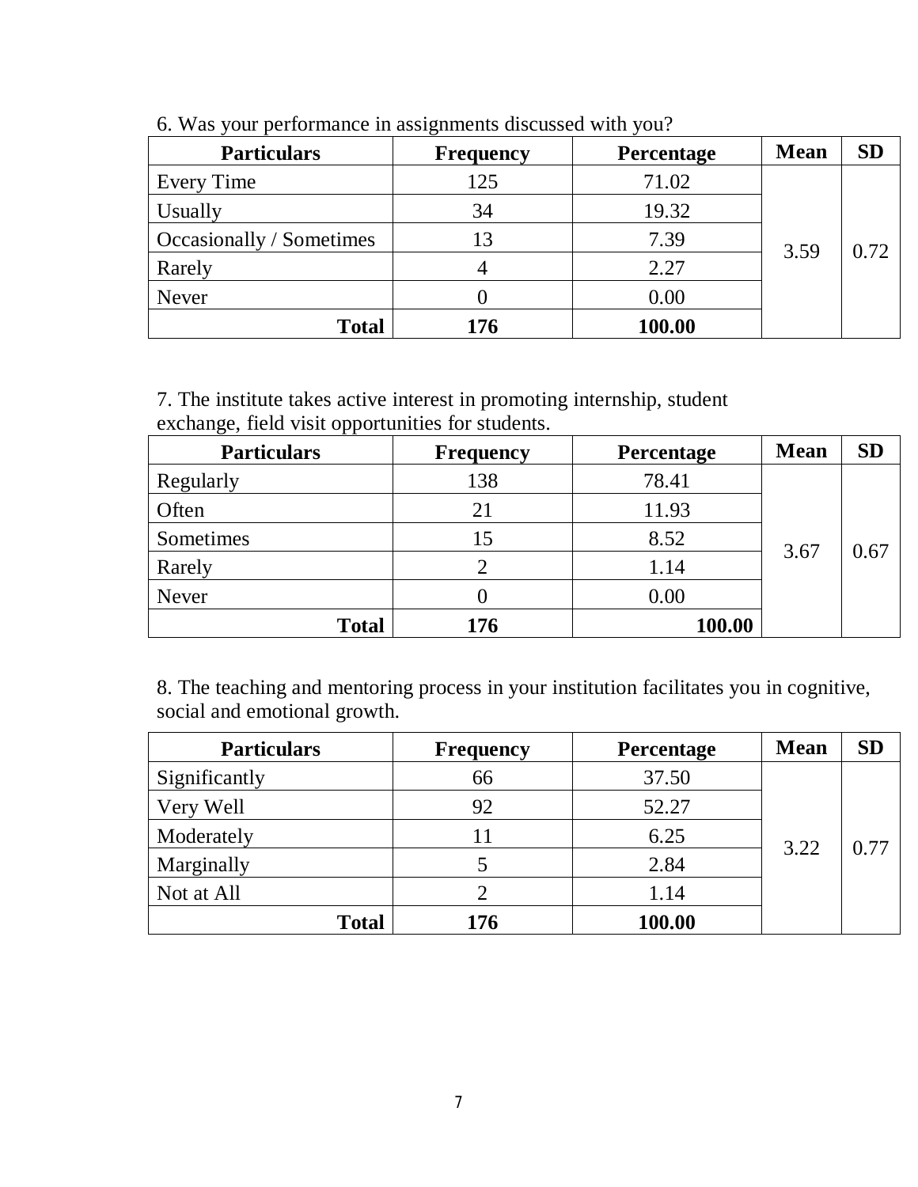6. Was your performance in assignments discussed with you?

| Particulars | Frequency | Percentage | Mean | SD |
|---|---|---|---|---|
| Every Time | 125 | 71.02 | 3.59 | 0.72 |
| Usually | 34 | 19.32 | | |
| Occasionally / Sometimes | 13 | 7.39 | | |
| Rarely | 4 | 2.27 | | |
| Never | 0 | 0.00 | | |
| **Total** | **176** | **100.00** | | |

7. The institute takes active interest in promoting internship, student exchange, field visit opportunities for students.

| Particulars | Frequency | Percentage | Mean | SD |
|---|---|---|---|---|
| Regularly | 138 | 78.41 | 3.67 | 0.67 |
| Often | 21 | 11.93 | | |
| Sometimes | 15 | 8.52 | | |
| Rarely | 2 | 1.14 | | |
| Never | 0 | 0.00 | | |
| **Total** | **176** | **100.00** | | |

8. The teaching and mentoring process in your institution facilitates you in cognitive, social and emotional growth.

| Particulars | Frequency | Percentage | Mean | SD |
|---|---|---|---|---|
| Significantly | 66 | 37.50 | 3.22 | 0.77 |
| Very Well | 92 | 52.27 | | |
| Moderately | 11 | 6.25 | | |
| Marginally | 5 | 2.84 | | |
| Not at All | 2 | 1.14 | | |
| **Total** | **176** | **100.00** | | |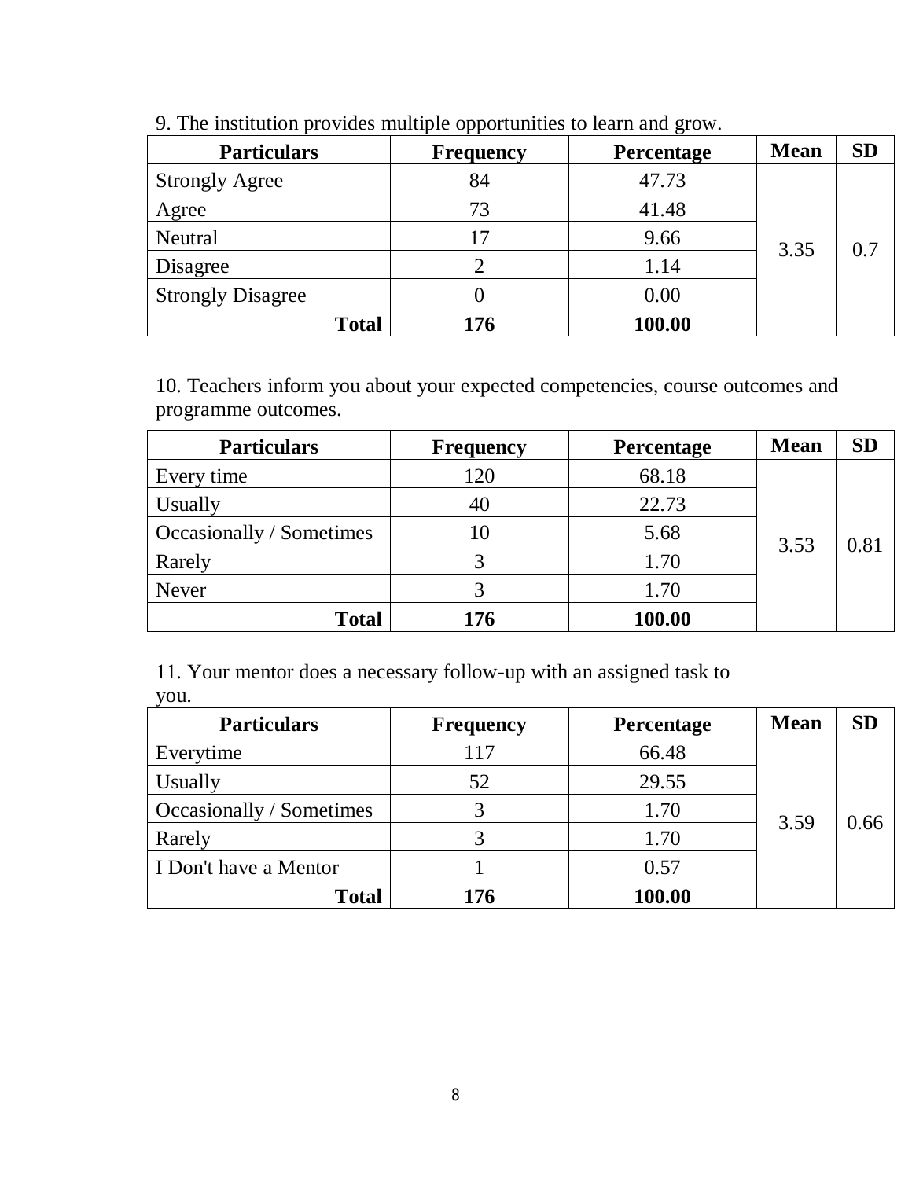9. The institution provides multiple opportunities to learn and grow.

| Particulars | Frequency | Percentage | Mean | SD |
|---|---|---|---|---|
| Strongly Agree | 84 | 47.73 | 3.35 | 0.7 |
| Agree | 73 | 41.48 | | |
| Neutral | 17 | 9.66 | | |
| Disagree | 2 | 1.14 | | |
| Strongly Disagree | 0 | 0.00 | | |
| **Total** | **176** | **100.00** | | |

10. Teachers inform you about your expected competencies, course outcomes and programme outcomes.

| Particulars | Frequency | Percentage | Mean | SD |
|---|---|---|---|---|
| Every time | 120 | 68.18 | 3.53 | 0.81 |
| Usually | 40 | 22.73 | | |
| Occasionally / Sometimes | 10 | 5.68 | | |
| Rarely | 3 | 1.70 | | |
| Never | 3 | 1.70 | | |
| **Total** | **176** | **100.00** | | |

11. Your mentor does a necessary follow-up with an assigned task to you.

| Particulars | Frequency | Percentage | Mean | SD |
|---|---|---|---|---|
| Everytime | 117 | 66.48 | 3.59 | 0.66 |
| Usually | 52 | 29.55 | | |
| Occasionally / Sometimes | 3 | 1.70 | | |
| Rarely | 3 | 1.70 | | |
| I Don't have a Mentor | 1 | 0.57 | | |
| **Total** | **176** | **100.00** | | |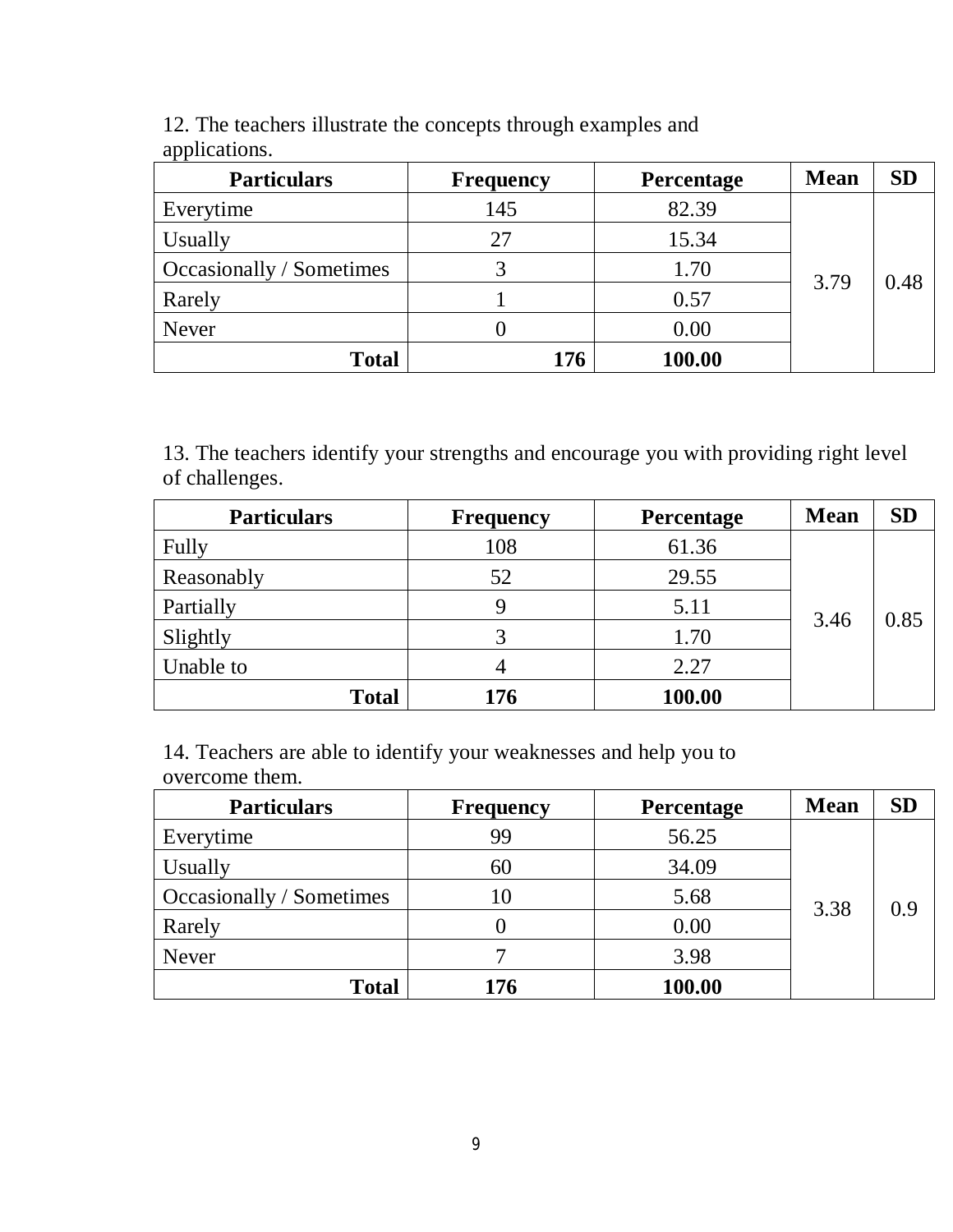12. The teachers illustrate the concepts through examples and applications.

| Particulars | Frequency | Percentage | Mean | SD |
|---|---|---|---|---|
| Everytime | 145 | 82.39 | 3.79 | 0.48 |
| Usually | 27 | 15.34 | | |
| Occasionally / Sometimes | 3 | 1.70 | | |
| Rarely | 1 | 0.57 | | |
| Never | 0 | 0.00 | | |
| **Total** | **176** | **100.00** | | |

13. The teachers identify your strengths and encourage you with providing right level of challenges.

| Particulars | Frequency | Percentage | Mean | SD |
|---|---|---|---|---|
| Fully | 108 | 61.36 | 3.46 | 0.85 |
| Reasonably | 52 | 29.55 | | |
| Partially | 9 | 5.11 | | |
| Slightly | 3 | 1.70 | | |
| Unable to | 4 | 2.27 | | |
| **Total** | **176** | **100.00** | | |

14. Teachers are able to identify your weaknesses and help you to overcome them.

| Particulars | Frequency | Percentage | Mean | SD |
|---|---|---|---|---|
| Everytime | 99 | 56.25 | 3.38 | 0.9 |
| Usually | 60 | 34.09 | | |
| Occasionally / Sometimes | 10 | 5.68 | | |
| Rarely | 0 | 0.00 | | |
| Never | 7 | 3.98 | | |
| **Total** | **176** | **100.00** | | |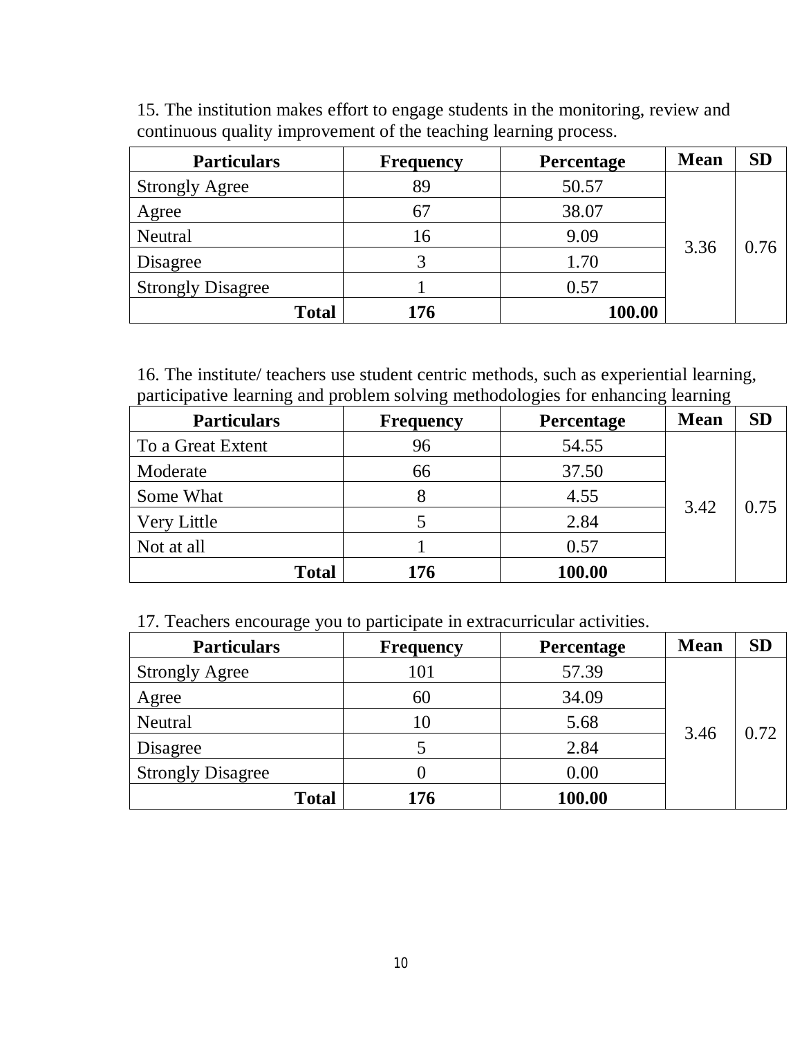15. The institution makes effort to engage students in the monitoring, review and continuous quality improvement of the teaching learning process.

| Particulars | Frequency | Percentage | Mean | SD |
|---|---|---|---|---|
| Strongly Agree | 89 | 50.57 | 3.36 | 0.76 |
| Agree | 67 | 38.07 | | |
| Neutral | 16 | 9.09 | | |
| Disagree | 3 | 1.70 | | |
| Strongly Disagree | 1 | 0.57 | | |
| **Total** | **176** | **100.00** | | |

16. The institute/ teachers use student centric methods, such as experiential learning, participative learning and problem solving methodologies for enhancing learning

| Particulars | Frequency | Percentage | Mean | SD |
|---|---|---|---|---|
| To a Great Extent | 96 | 54.55 | 3.42 | 0.75 |
| Moderate | 66 | 37.50 | | |
| Some What | 8 | 4.55 | | |
| Very Little | 5 | 2.84 | | |
| Not at all | 1 | 0.57 | | |
| **Total** | **176** | **100.00** | | |

17. Teachers encourage you to participate in extracurricular activities.

| Particulars | Frequency | Percentage | Mean | SD |
|---|---|---|---|---|
| Strongly Agree | 101 | 57.39 | 3.46 | 0.72 |
| Agree | 60 | 34.09 | | |
| Neutral | 10 | 5.68 | | |
| Disagree | 5 | 2.84 | | |
| Strongly Disagree | 0 | 0.00 | | |
| **Total** | **176** | **100.00** | | |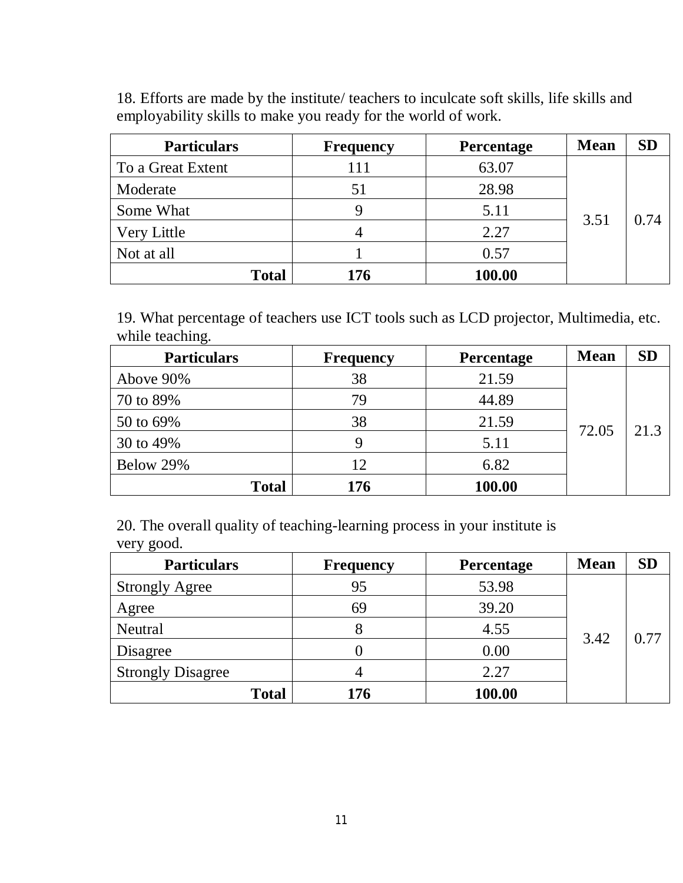18. Efforts are made by the institute/ teachers to inculcate soft skills, life skills and employability skills to make you ready for the world of work.

| Particulars | Frequency | Percentage | Mean | SD |
|---|---|---|---|---|
| To a Great Extent | 111 | 63.07 | 3.51 | 0.74 |
| Moderate | 51 | 28.98 | | |
| Some What | 9 | 5.11 | | |
| Very Little | 4 | 2.27 | | |
| Not at all | 1 | 0.57 | | |
| **Total** | **176** | **100.00** | | |

19. What percentage of teachers use ICT tools such as LCD projector, Multimedia, etc. while teaching.

| Particulars | Frequency | Percentage | Mean | SD |
|---|---|---|---|---|
| Above 90% | 38 | 21.59 | 72.05 | 21.3 |
| 70 to 89% | 79 | 44.89 | | |
| 50 to 69% | 38 | 21.59 | | |
| 30 to 49% | 9 | 5.11 | | |
| Below 29% | 12 | 6.82 | | |
| **Total** | **176** | **100.00** | | |

20. The overall quality of teaching-learning process in your institute is very good.

| Particulars | Frequency | Percentage | Mean | SD |
|---|---|---|---|---|
| Strongly Agree | 95 | 53.98 | 3.42 | 0.77 |
| Agree | 69 | 39.20 | | |
| Neutral | 8 | 4.55 | | |
| Disagree | 0 | 0.00 | | |
| Strongly Disagree | 4 | 2.27 | | |
| **Total** | **176** | **100.00** | | |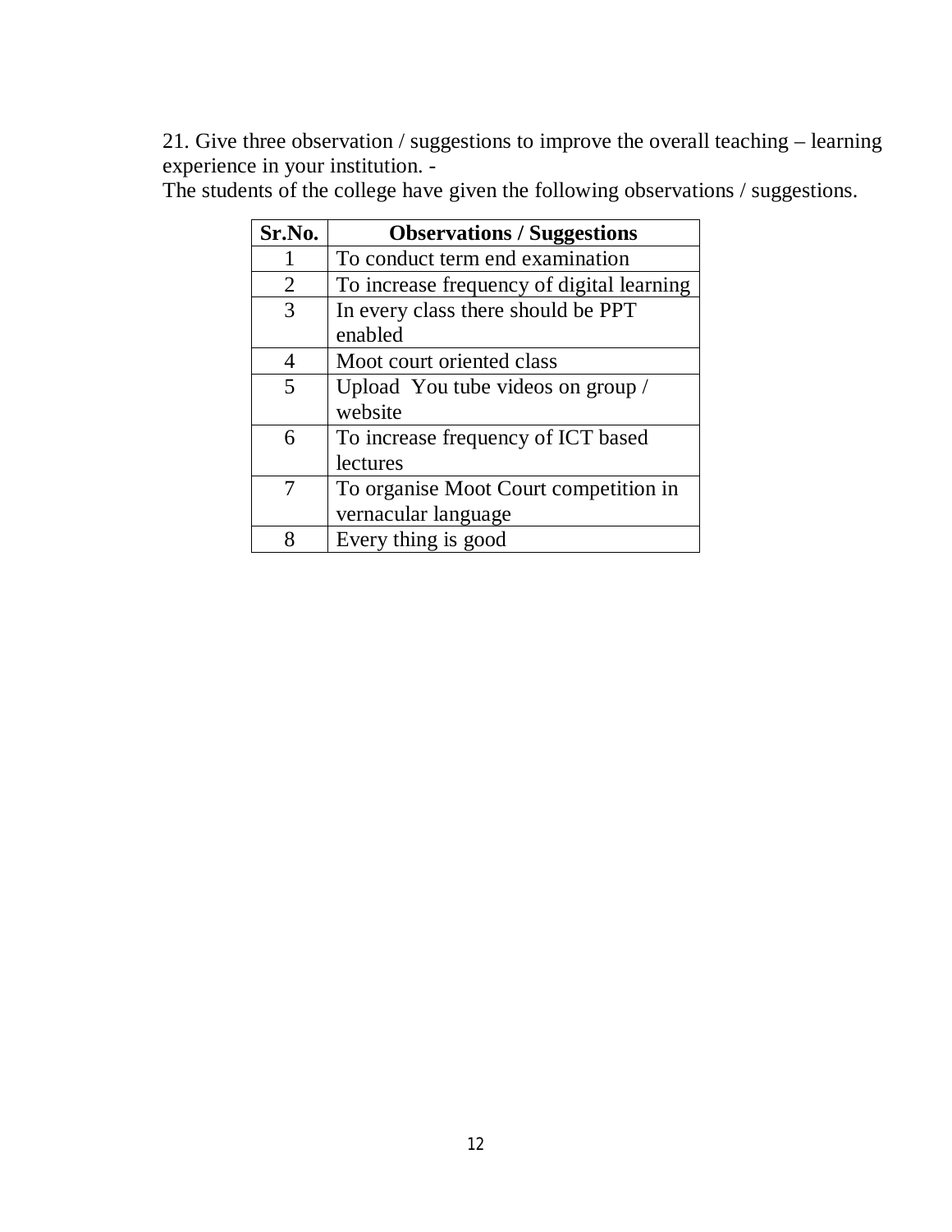21. Give three observation / suggestions to improve the overall teaching – learning experience in your institution. -

The students of the college have given the following observations / suggestions.

| Sr.No. | Observations / Suggestions |
|---|---|
| 1 | To conduct term end examination |
| 2 | To increase frequency of digital learning |
| 3 | In every class there should be PPT enabled |
| 4 | Moot court oriented class |
| 5 | Upload You tube videos on group / website |
| 6 | To increase frequency of ICT based lectures |
| 7 | To organise Moot Court competition in vernacular language |
| 8 | Every thing is good |